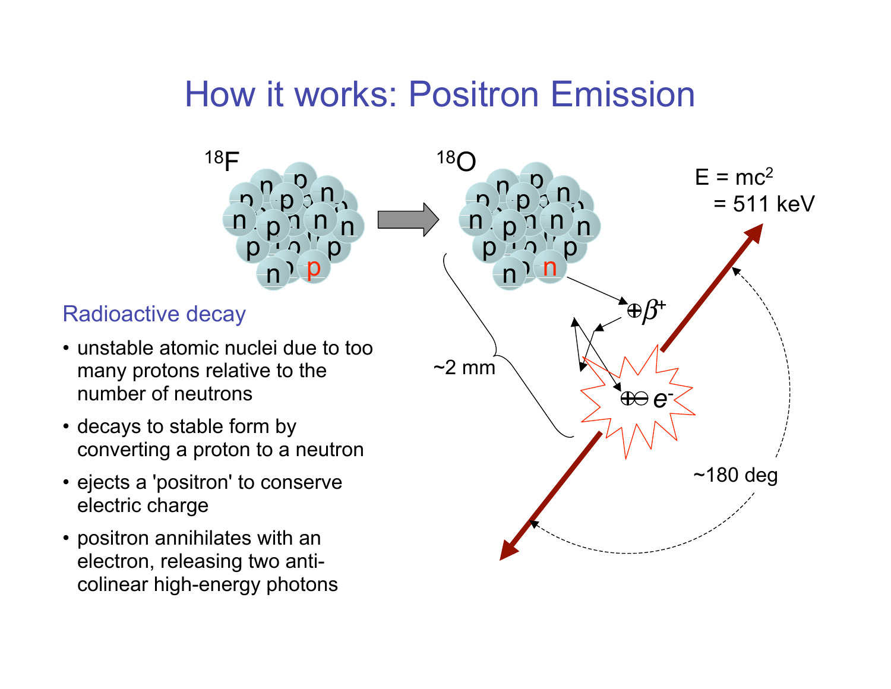# How it works: Positron Emission

$^{18}F$ → $^{18}O$

$E = mc^2$
$= 511$ keV

$\oplus\beta^+$

$\oplus\ominus e^-$

~2 mm

~180 deg

## Radioactive decay

- unstable atomic nuclei due to too many protons relative to the number of neutrons
- decays to stable form by converting a proton to a neutron
- ejects a 'positron' to conserve electric charge
- positron annihilates with an electron, releasing two anti-colinear high-energy photons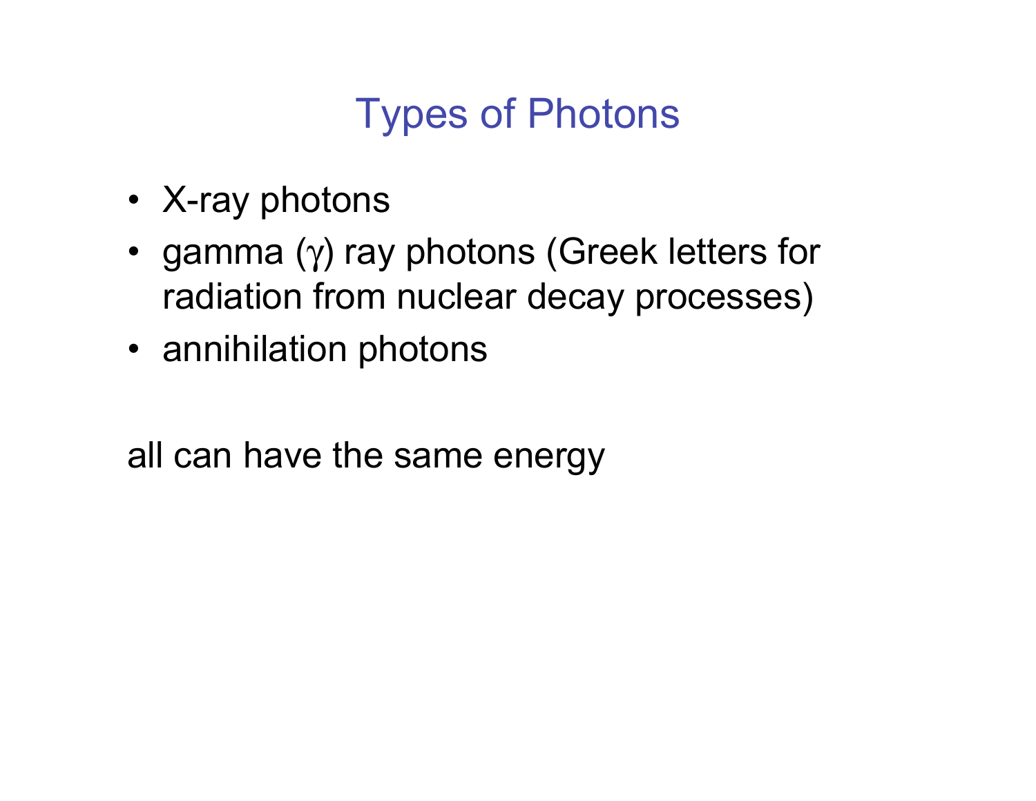# Types of Photons

- X-ray photons
- gamma ($\gamma$) ray photons (Greek letters for radiation from nuclear decay processes)
- annihilation photons

all can have the same energy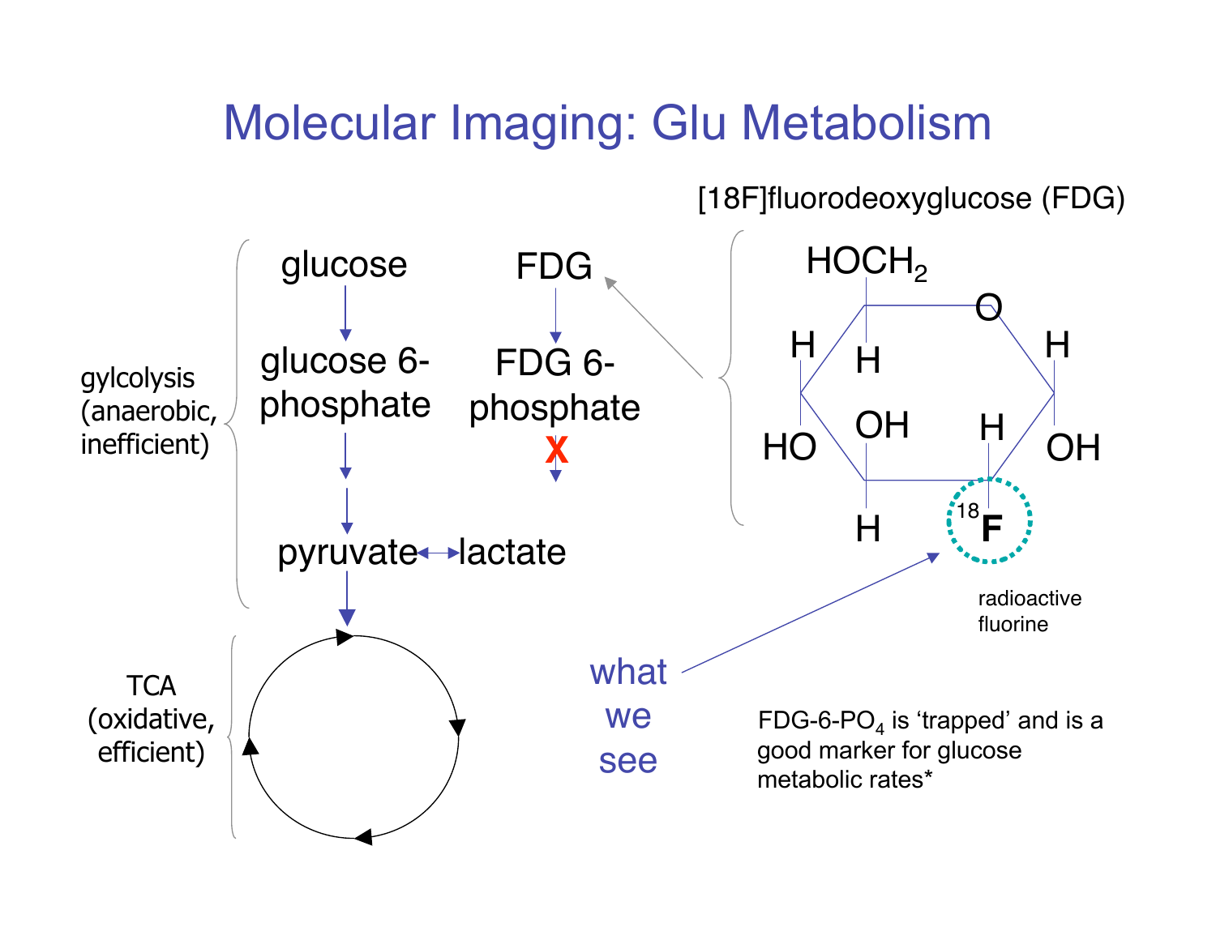# Molecular Imaging: Glu Metabolism

[18F]fluorodeoxyglucose (FDG)

gylcolysis (anaerobic, inefficient)

glucose → glucose 6-phosphate → pyruvate ↔ lactate

FDG → FDG 6-phosphate ✗

TCA (oxidative, efficient)

$HOCH_2$, O, H, H, H, HO, OH, H, OH, H, $^{18}$F

radioactive fluorine

what we see

FDG-6-$PO_4$ is 'trapped' and is a good marker for glucose metabolic rates*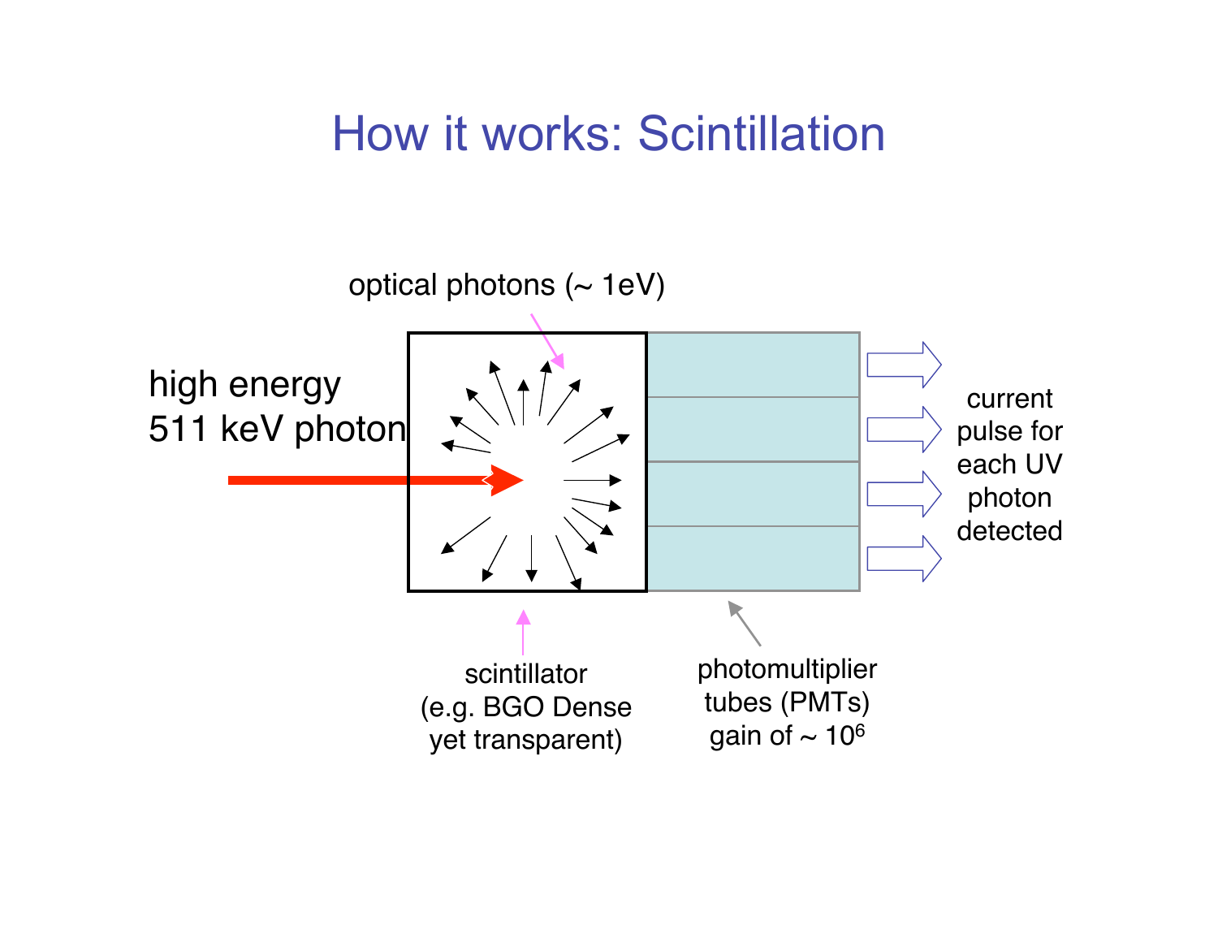# How it works: Scintillation

optical photons (~ 1eV)

high energy
511 keV photon

current
pulse for
each UV
photon
detected

scintillator
(e.g. BGO Dense
yet transparent)

photomultiplier
tubes (PMTs)
gain of ~ $10^6$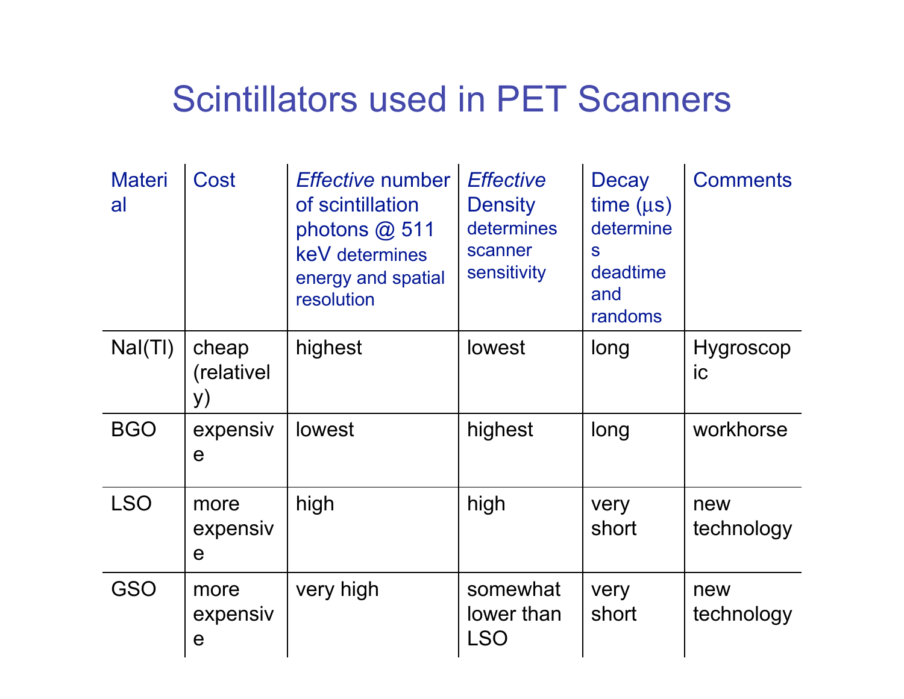# Scintillators used in PET Scanners

| Material | Cost | *Effective* number of scintillation photons @ 511 keV determines energy and spatial resolution | *Effective* Density determines scanner sensitivity | Decay time ($\mu$s) determines deadtime and randoms | Comments |
|---|---|---|---|---|---|
| NaI(Tl) | cheap (relatively) | highest | lowest | long | Hygroscopic |
| BGO | expensive | lowest | highest | long | workhorse |
| LSO | more expensive | high | high | very short | new technology |
| GSO | more expensive | very high | somewhat lower than LSO | very short | new technology |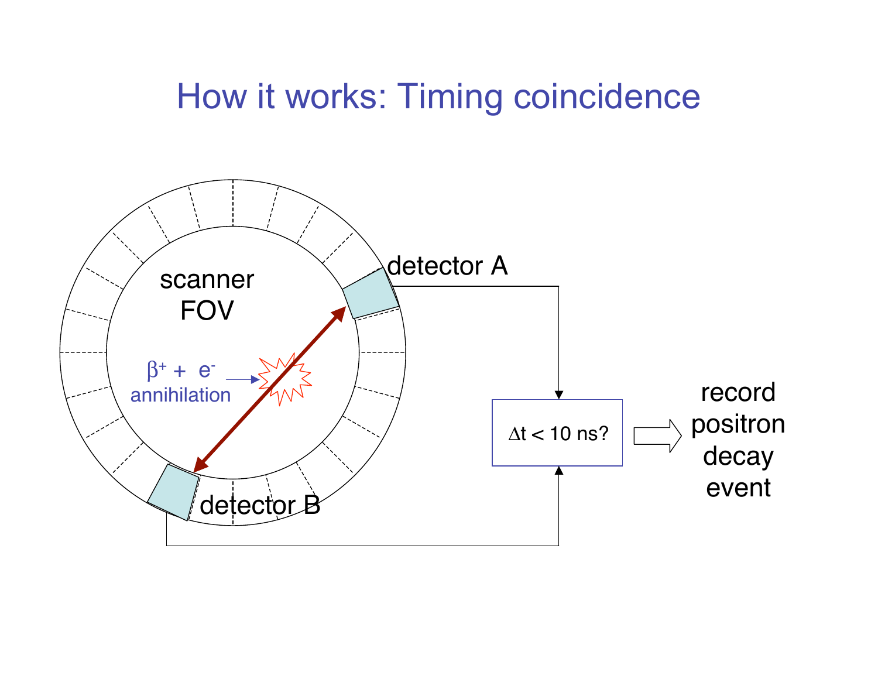# How it works: Timing coincidence

scanner FOV

$\beta^+ + e^-$ annihilation

detector A

detector B

$\Delta t < 10$ ns?

record positron decay event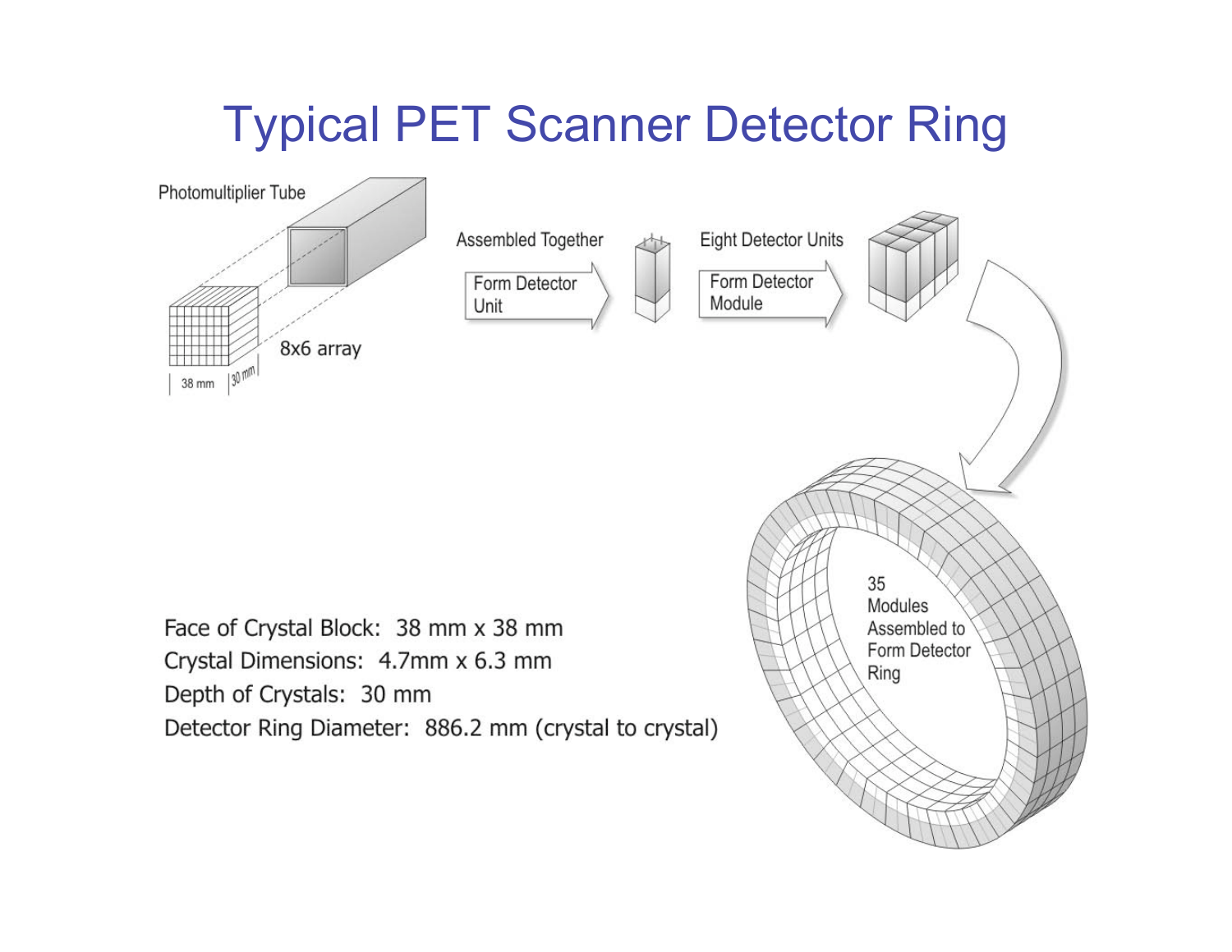# Typical PET Scanner Detector Ring

Photomultiplier Tube

8x6 array

38 mm

30 mm

Assembled Together

Form Detector Unit

Eight Detector Units

Form Detector Module

35 Modules Assembled to Form Detector Ring

Face of Crystal Block: 38 mm x 38 mm

Crystal Dimensions: 4.7mm x 6.3 mm

Depth of Crystals: 30 mm

Detector Ring Diameter: 886.2 mm (crystal to crystal)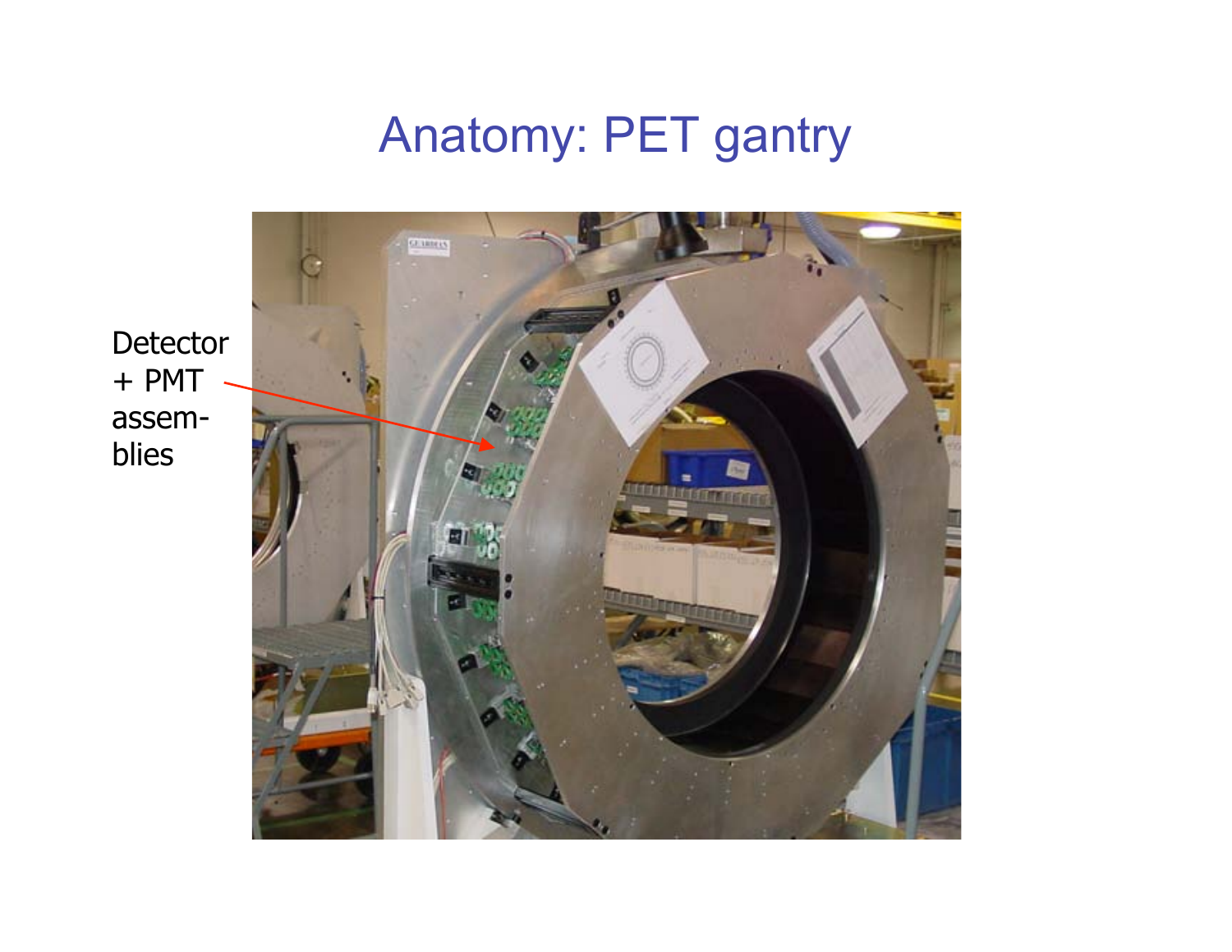# Anatomy: PET gantry

Detector + PMT assem-blies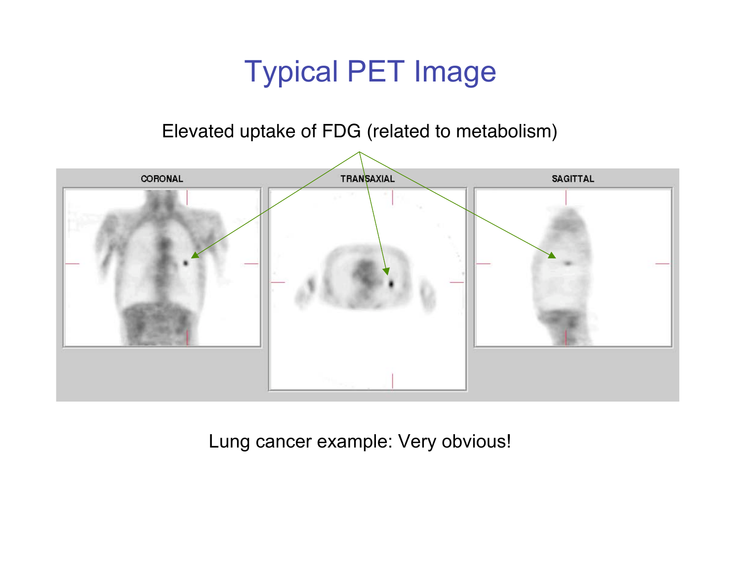# Typical PET Image

Elevated uptake of FDG (related to metabolism)

CORONAL

TRANSAXIAL

SAGITTAL

Lung cancer example: Very obvious!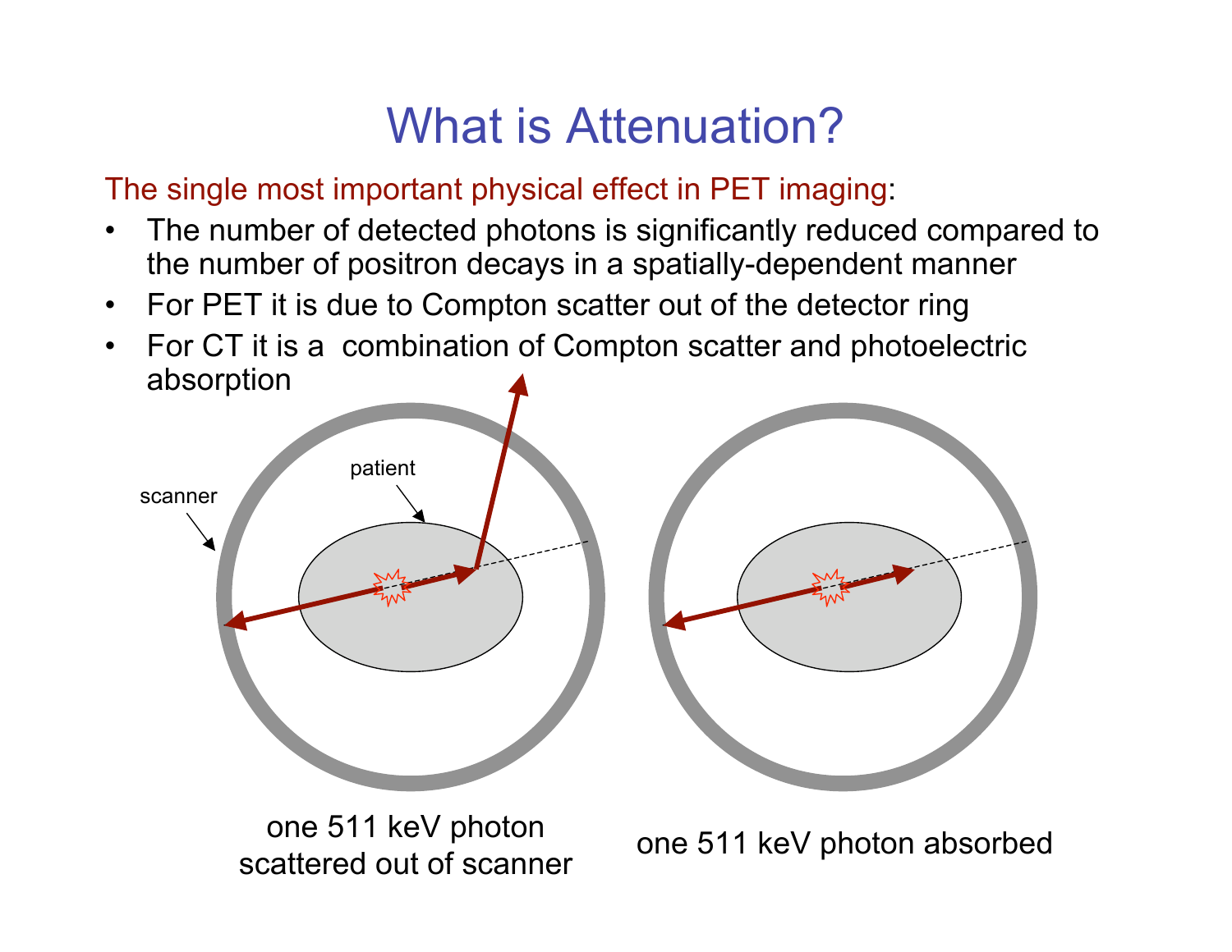# What is Attenuation?

The single most important physical effect in PET imaging:

- The number of detected photons is significantly reduced compared to the number of positron decays in a spatially-dependent manner
- For PET it is due to Compton scatter out of the detector ring
- For CT it is a combination of Compton scatter and photoelectric absorption

scanner

patient

one 511 keV photon scattered out of scanner

one 511 keV photon absorbed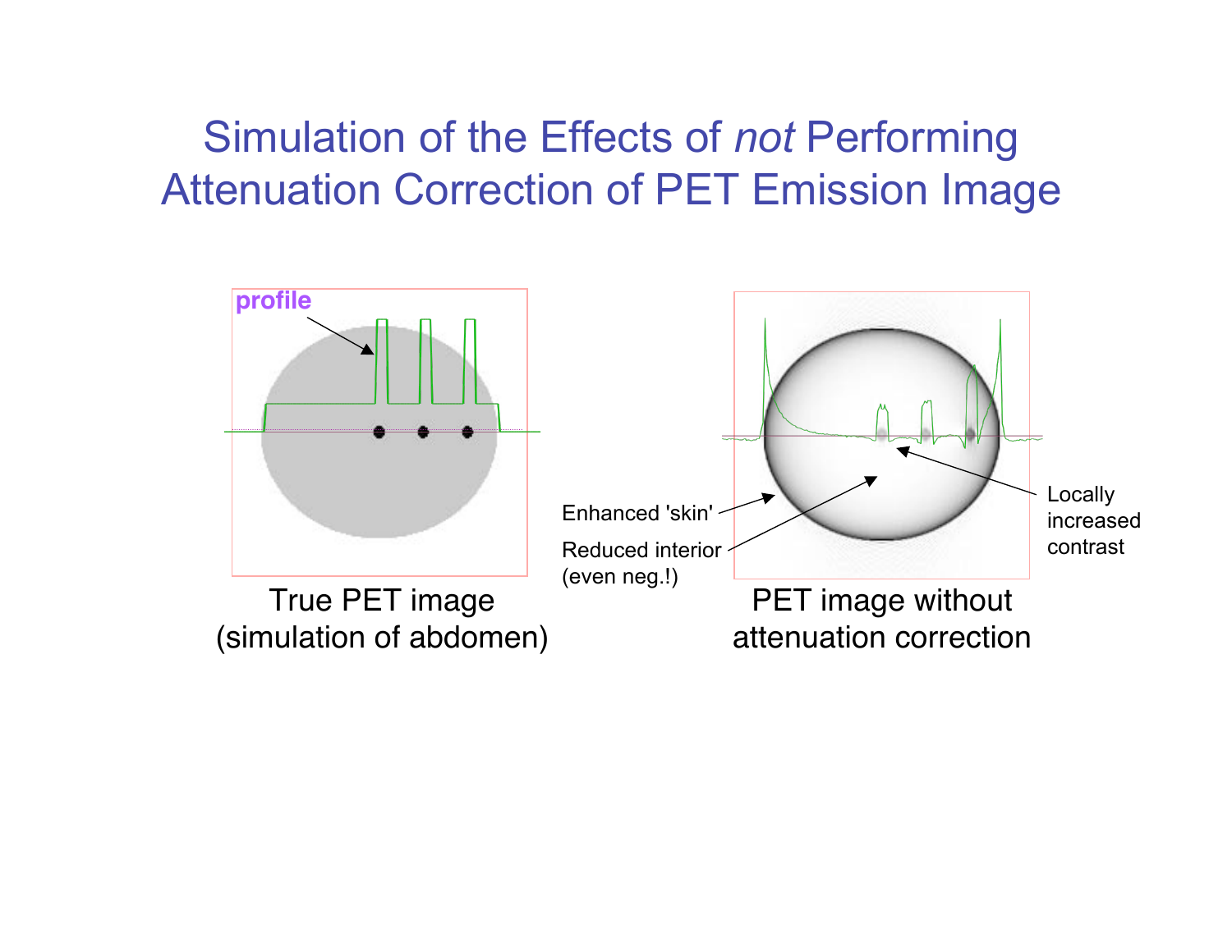# Simulation of the Effects of *not* Performing Attenuation Correction of PET Emission Image

profile

True PET image
(simulation of abdomen)

Enhanced 'skin'

Reduced interior
(even neg.!)

Locally
increased
contrast

PET image without
attenuation correction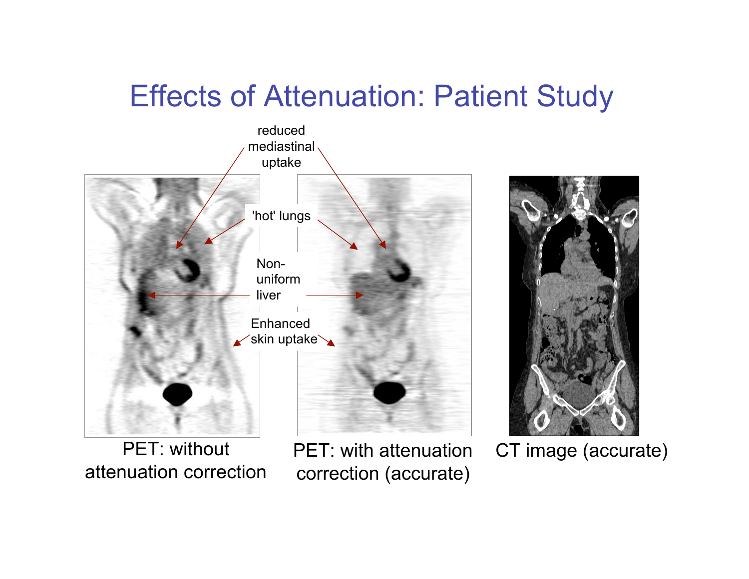# Effects of Attenuation: Patient Study

reduced mediastinal uptake

'hot' lungs

Non-uniform liver

Enhanced skin uptake

PET: without attenuation correction

PET: with attenuation correction (accurate)

CT image (accurate)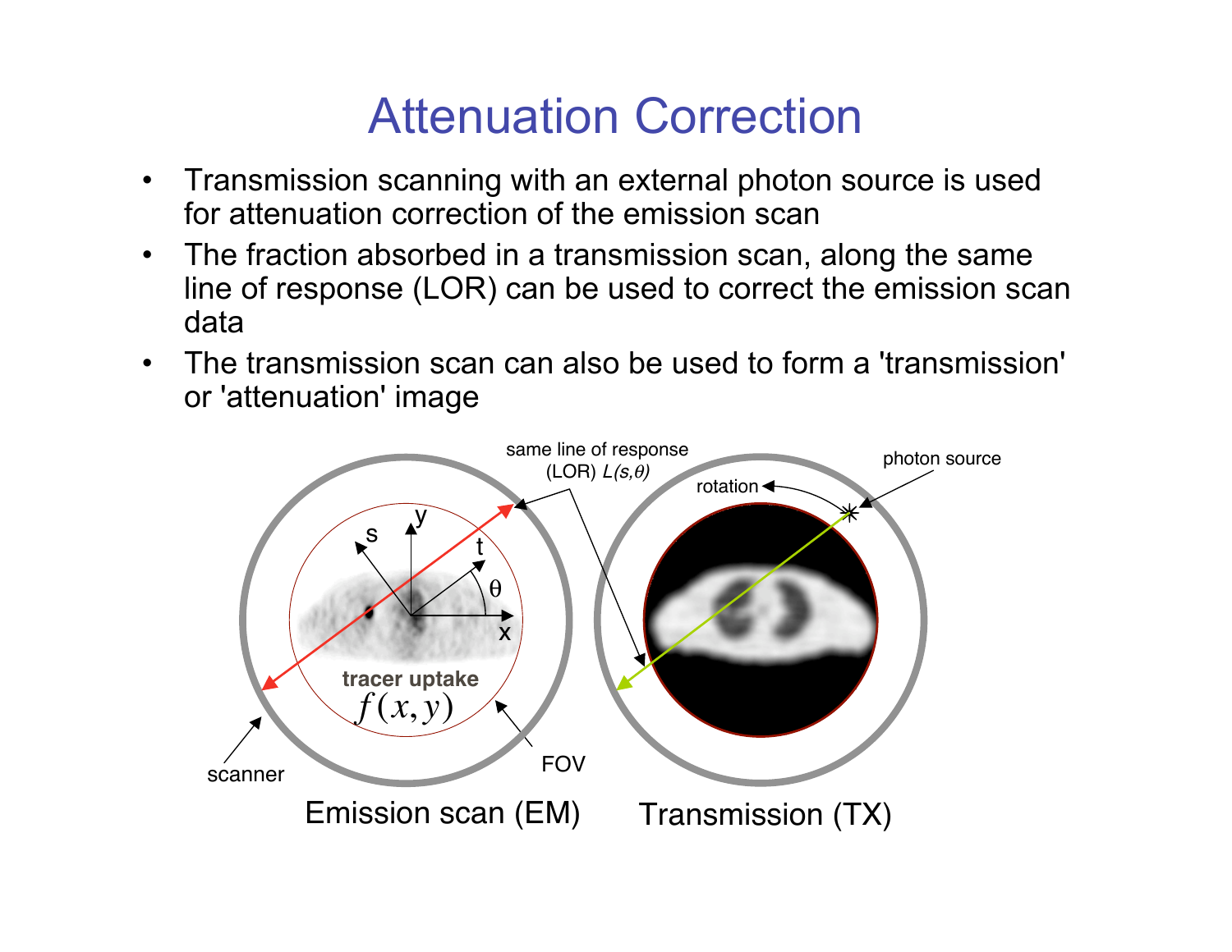# Attenuation Correction

- Transmission scanning with an external photon source is used for attenuation correction of the emission scan
- The fraction absorbed in a transmission scan, along the same line of response (LOR) can be used to correct the emission scan data
- The transmission scan can also be used to form a 'transmission' or 'attenuation' image

same line of response (LOR) $L(s,\theta)$

photon source

rotation

tracer uptake $f(x,y)$

scanner

FOV

Emission scan (EM)

Transmission (TX)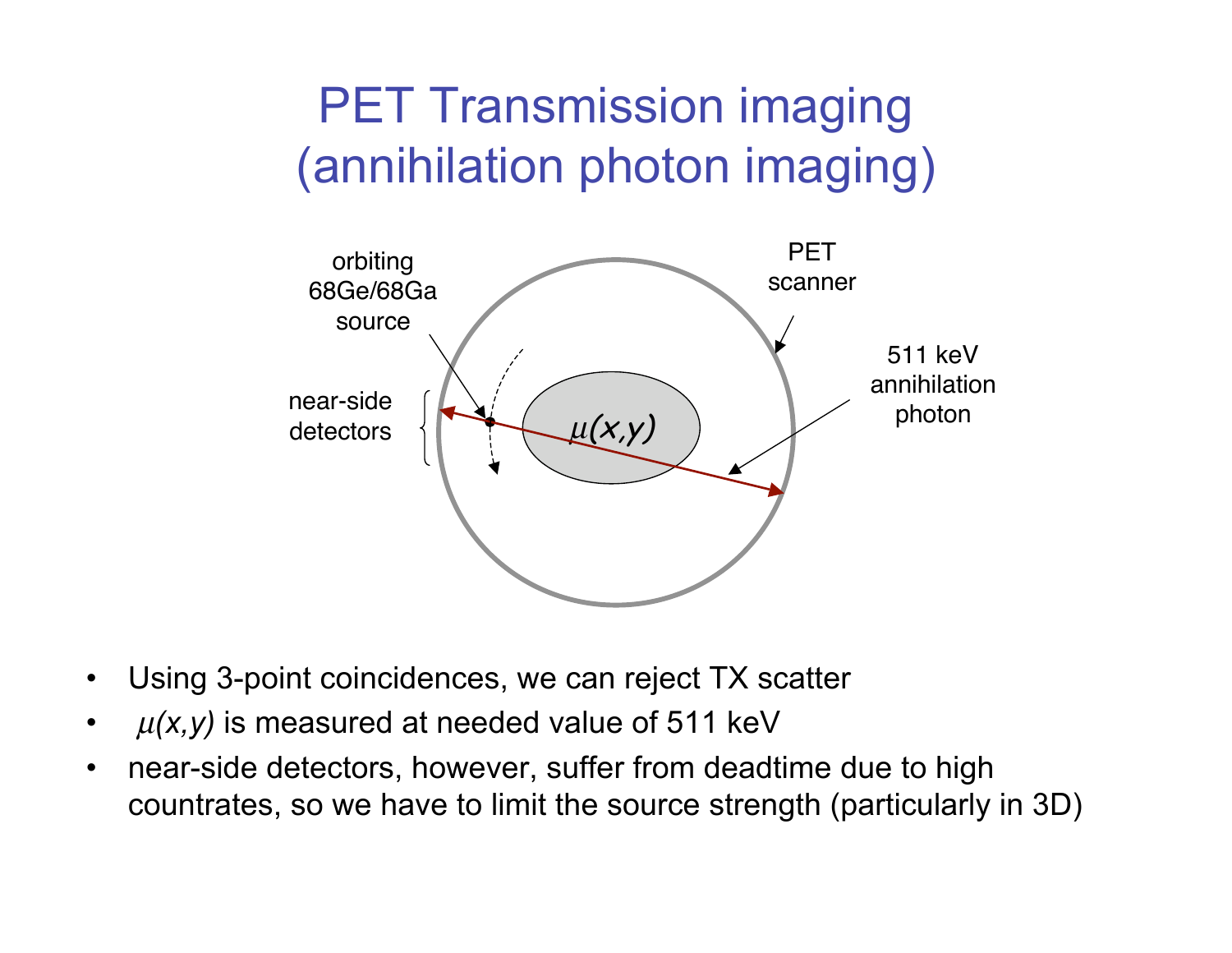# PET Transmission imaging (annihilation photon imaging)

- Using 3-point coincidences, we can reject TX scatter
- $\mu(x,y)$ is measured at needed value of 511 keV
- near-side detectors, however, suffer from deadtime due to high countrates, so we have to limit the source strength (particularly in 3D)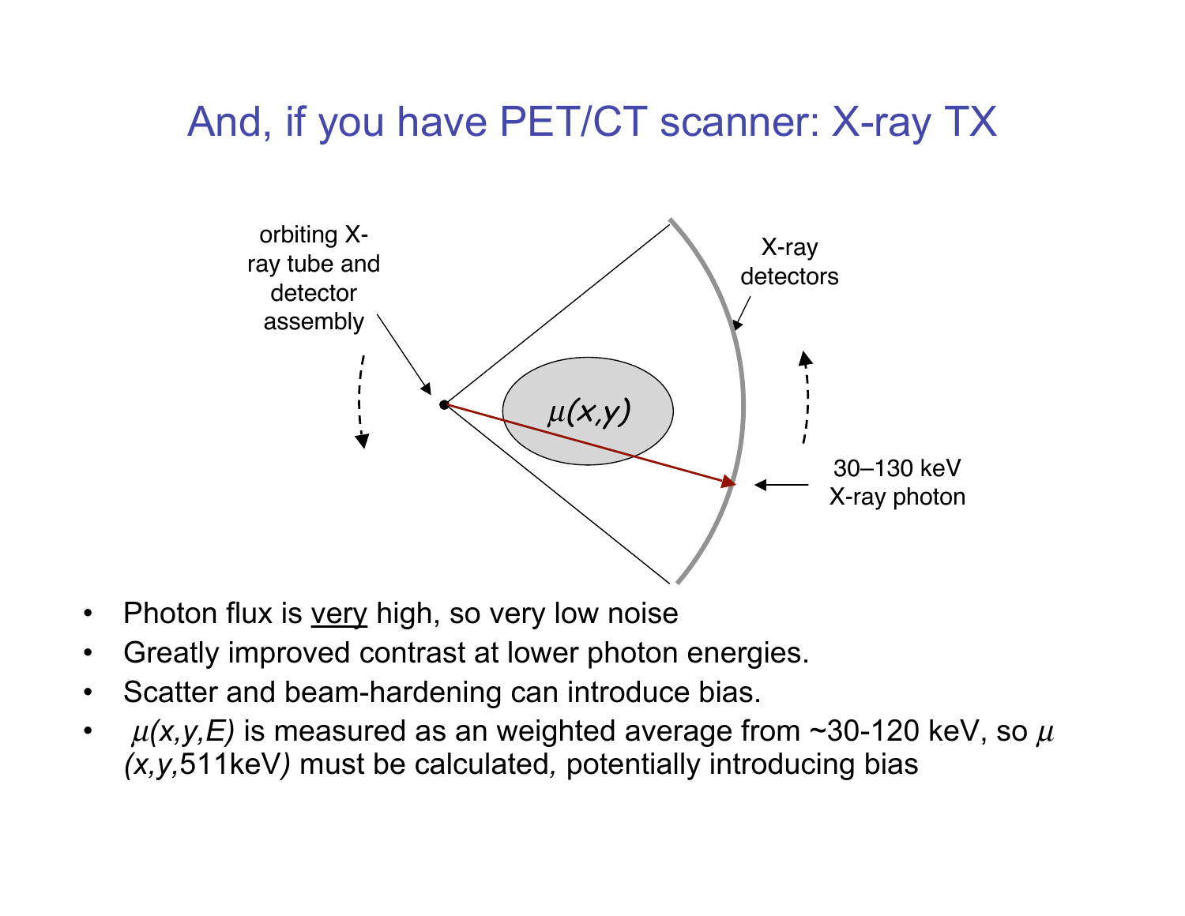# And, if you have PET/CT scanner: X-ray TX

orbiting X-ray tube and detector assembly

X-ray detectors

$\mu(x,y)$

30–130 keV X-ray photon

- Photon flux is <u>very</u> high, so very low noise
- Greatly improved contrast at lower photon energies.
- Scatter and beam-hardening can introduce bias.
- $\mu(x,y,E)$ is measured as an weighted average from ~30-120 keV, so $\mu(x,y,\text{511keV})$ must be calculated, potentially introducing bias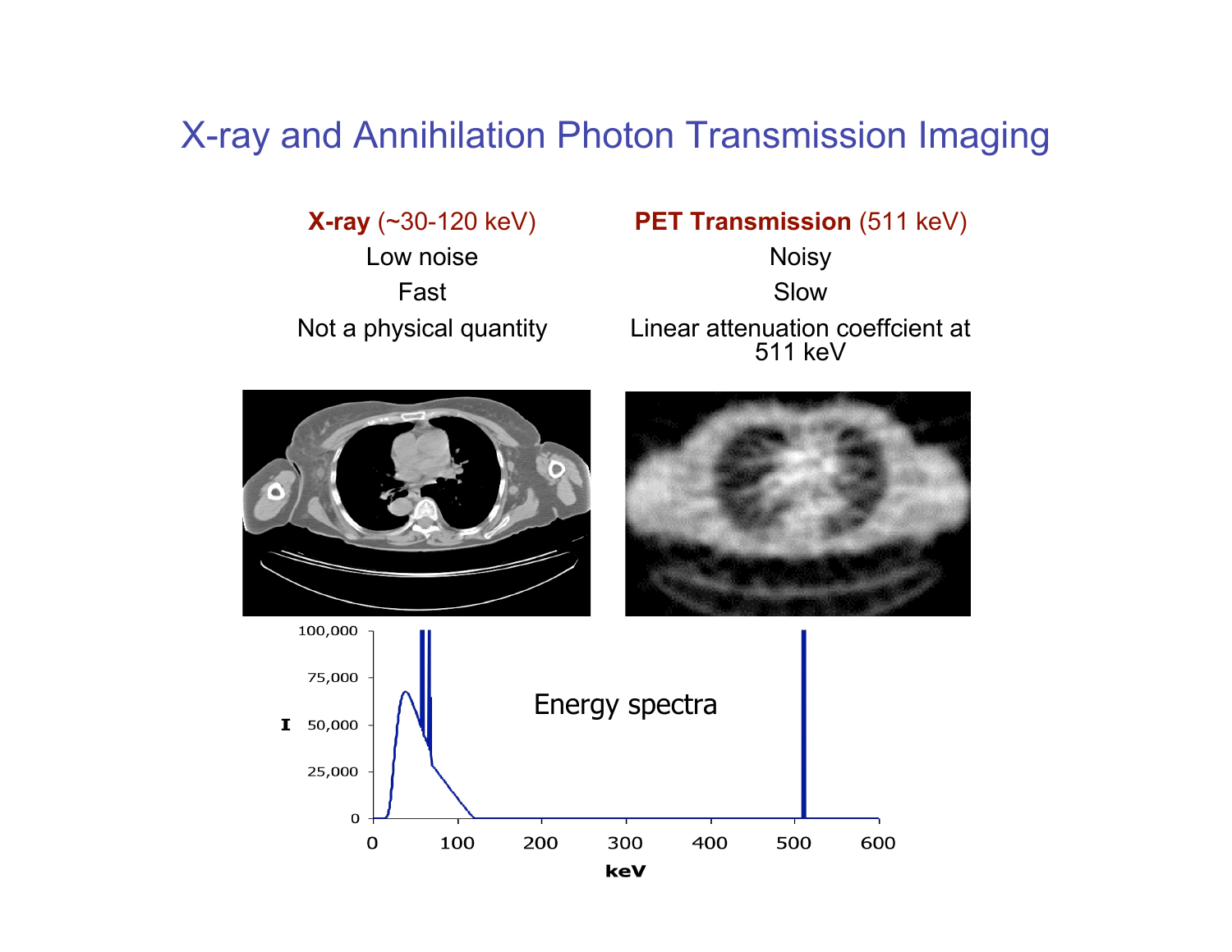# X-ray and Annihilation Photon Transmission Imaging

| **X-ray** (~30-120 keV) | **PET Transmission** (511 keV) |
| --- | --- |
| Low noise | Noisy |
| Fast | Slow |
| Not a physical quantity | Linear attenuation coeffcient at 511 keV |

Energy spectra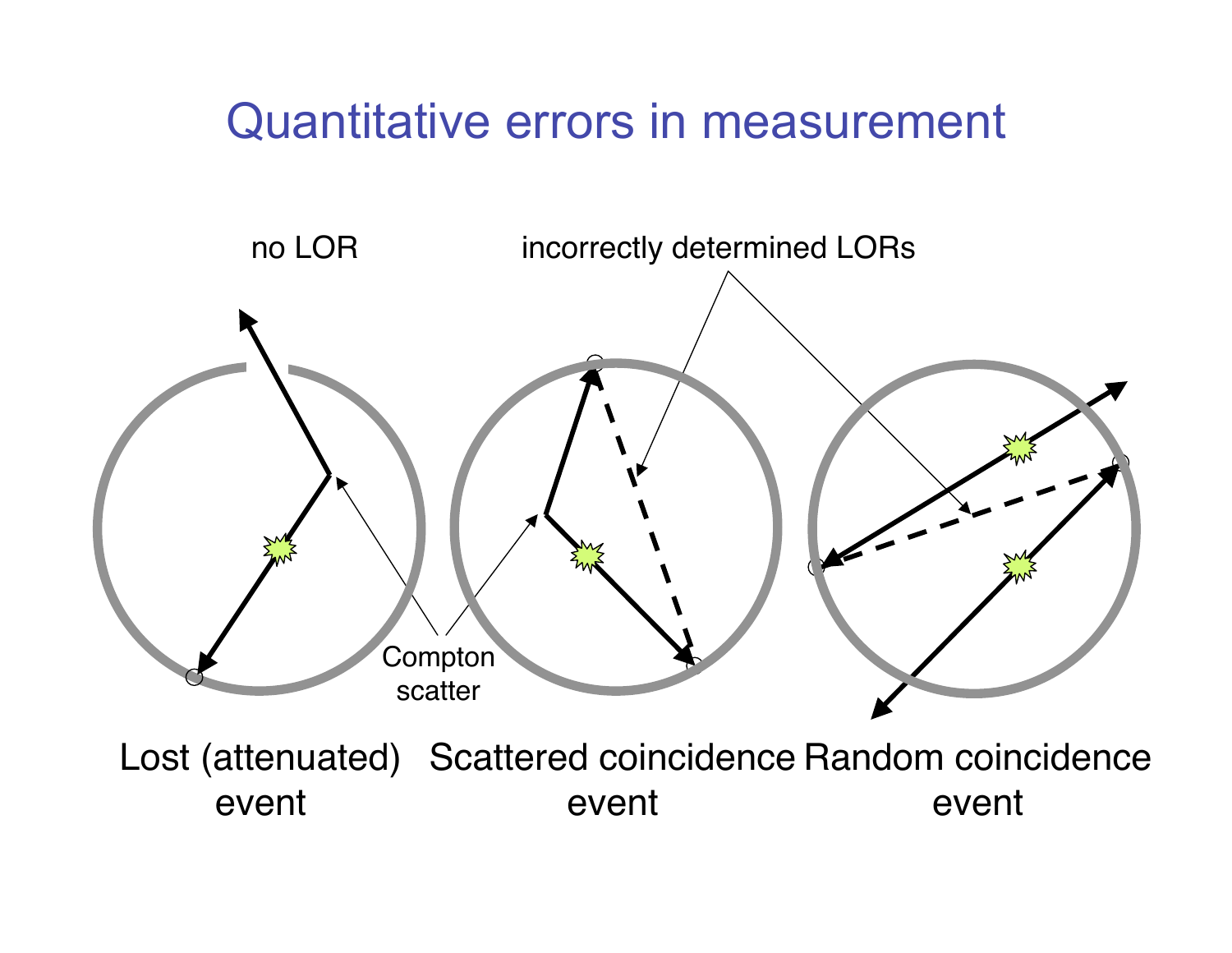# Quantitative errors in measurement

no LOR

incorrectly determined LORs

Compton scatter

Lost (attenuated) event

Scattered coincidence event

Random coincidence event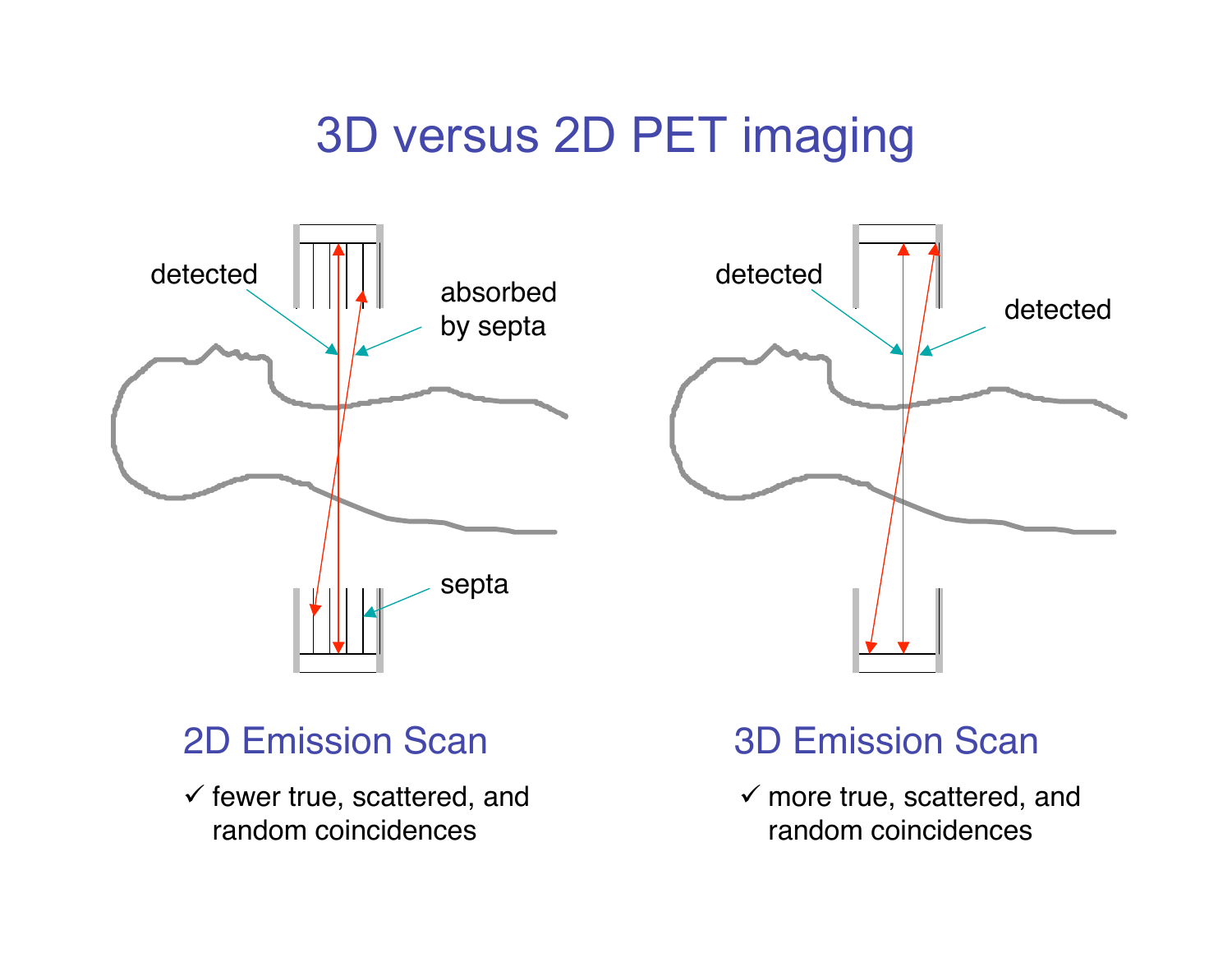# 3D versus 2D PET imaging

detected

absorbed by septa

septa

detected

detected

## 2D Emission Scan

✓ fewer true, scattered, and random coincidences

## 3D Emission Scan

✓ more true, scattered, and random coincidences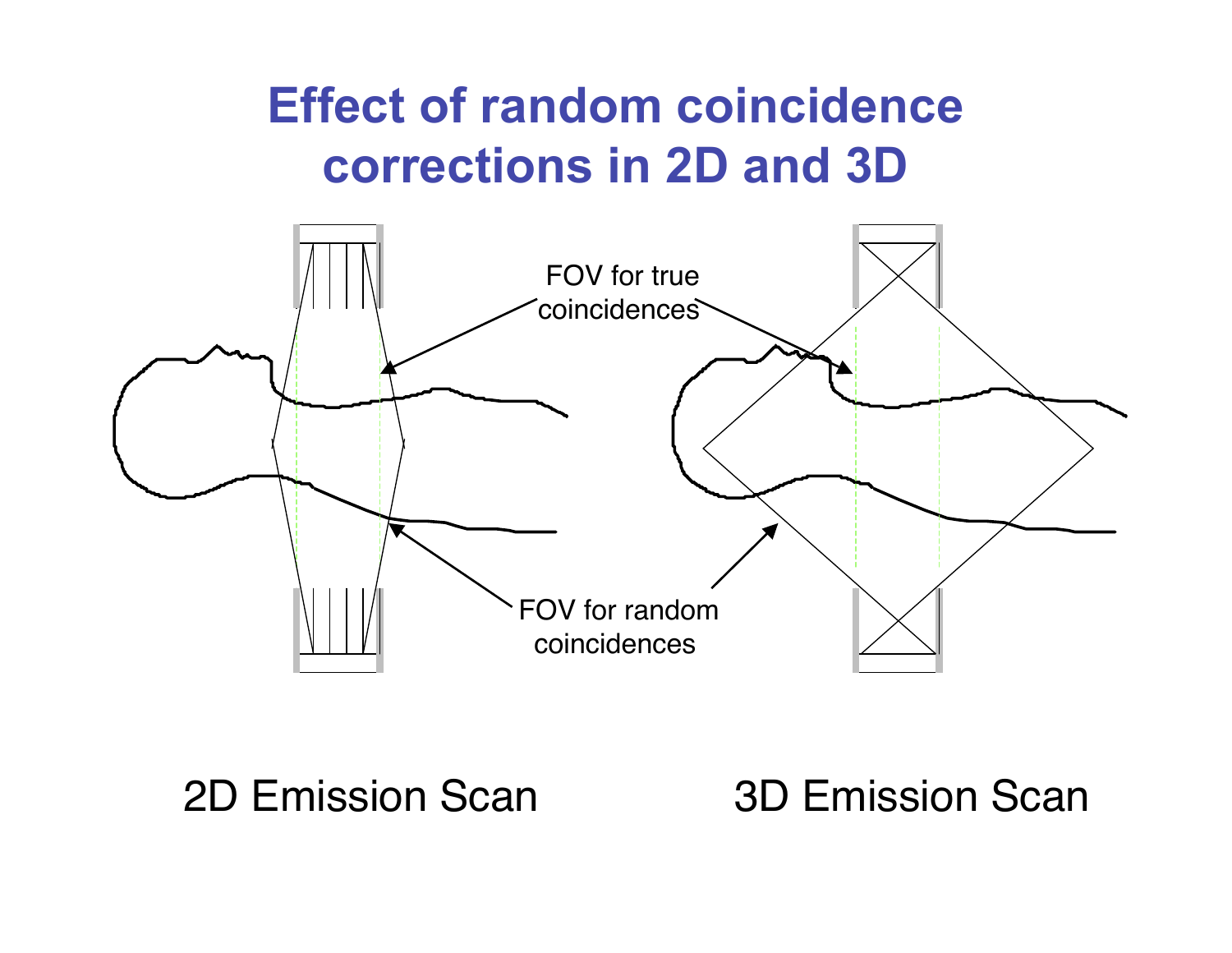# Effect of random coincidence corrections in 2D and 3D

FOV for true coincidences

FOV for random coincidences

2D Emission Scan

3D Emission Scan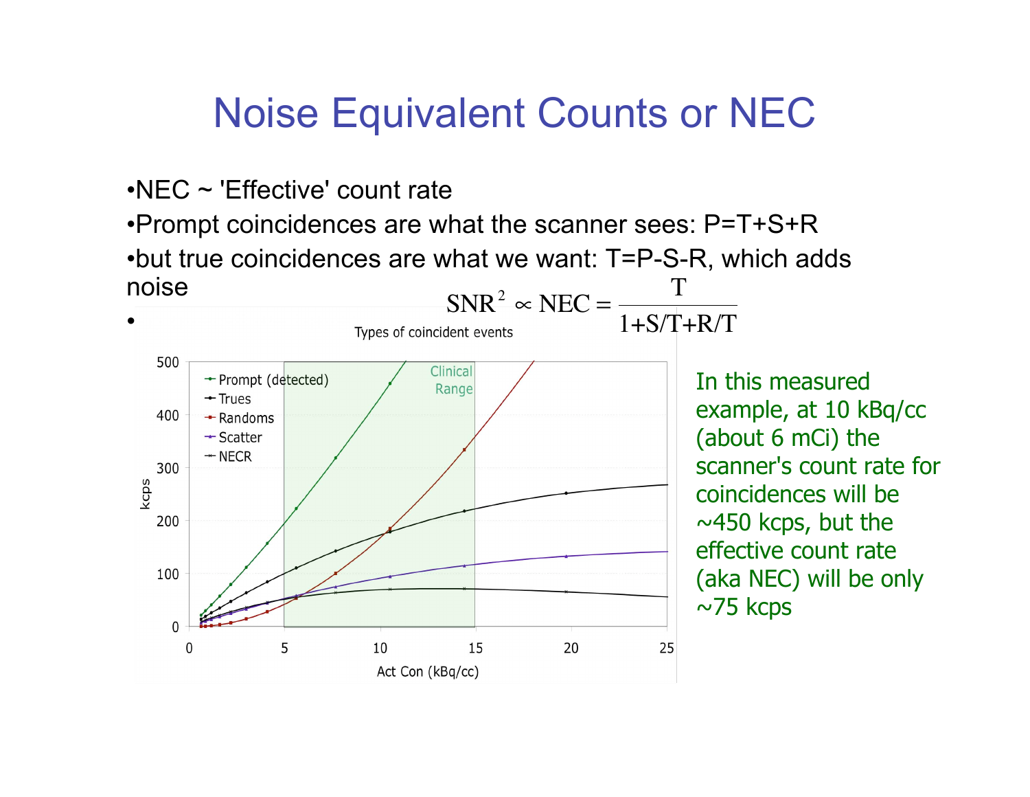# Noise Equivalent Counts or NEC

- NEC ~ 'Effective' count rate
- Prompt coincidences are what the scanner sees: P=T+S+R
- but true coincidences are what we want: T=P-S-R, which adds noise

$$\mathrm{SNR}^2 \propto \mathrm{NEC} = \frac{\mathrm{T}}{1+\mathrm{S/T}+\mathrm{R/T}}$$

Types of coincident events

In this measured example, at 10 kBq/cc (about 6 mCi) the scanner's count rate for coincidences will be ~450 kcps, but the effective count rate (aka NEC) will be only ~75 kcps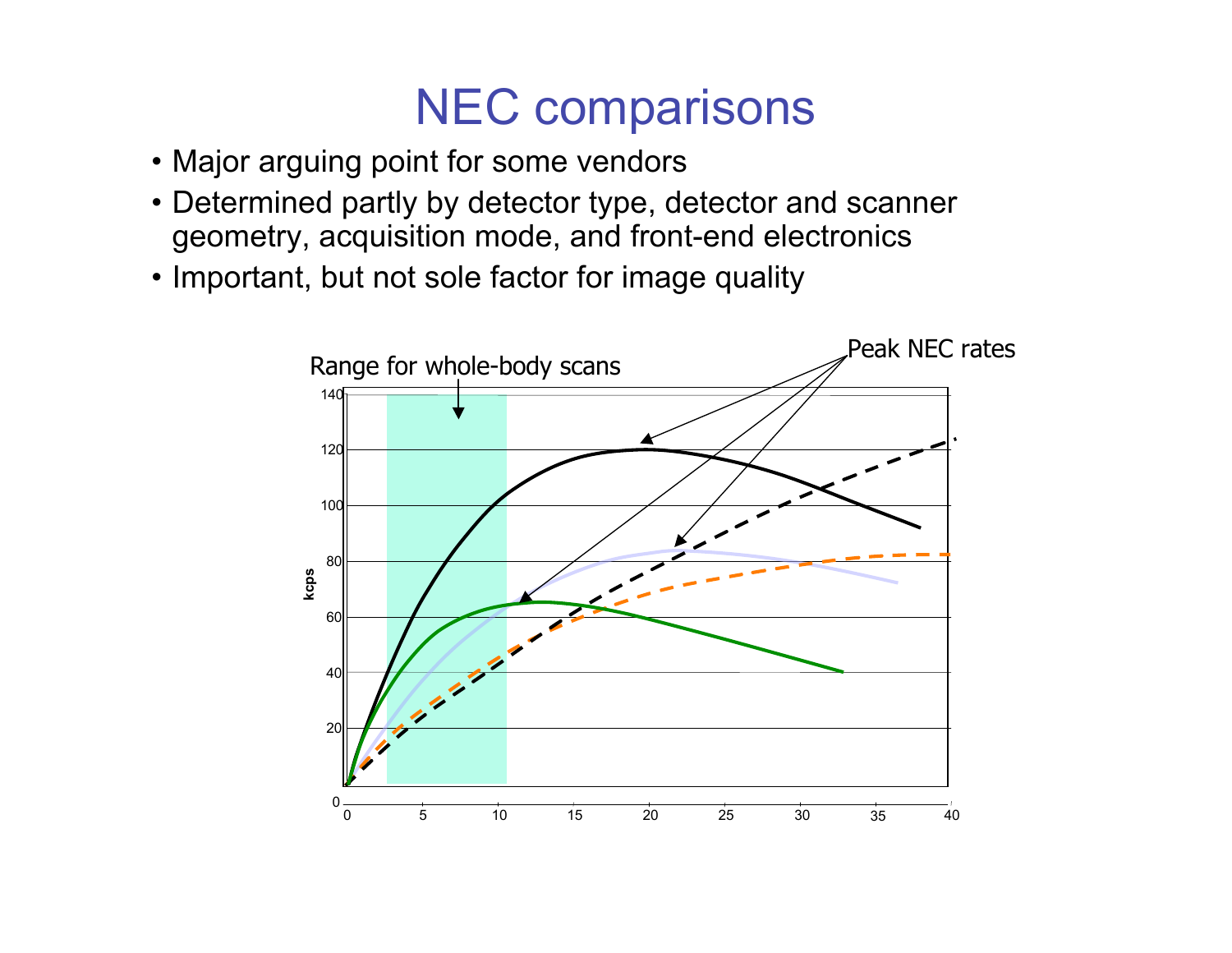# NEC comparisons

- Major arguing point for some vendors
- Determined partly by detector type, detector and scanner geometry, acquisition mode, and front-end electronics
- Important, but not sole factor for image quality

Range for whole-body scans

Peak NEC rates

kcps

140 120 100 80 60 40 20 0

0 5 10 15 20 25 30 35 40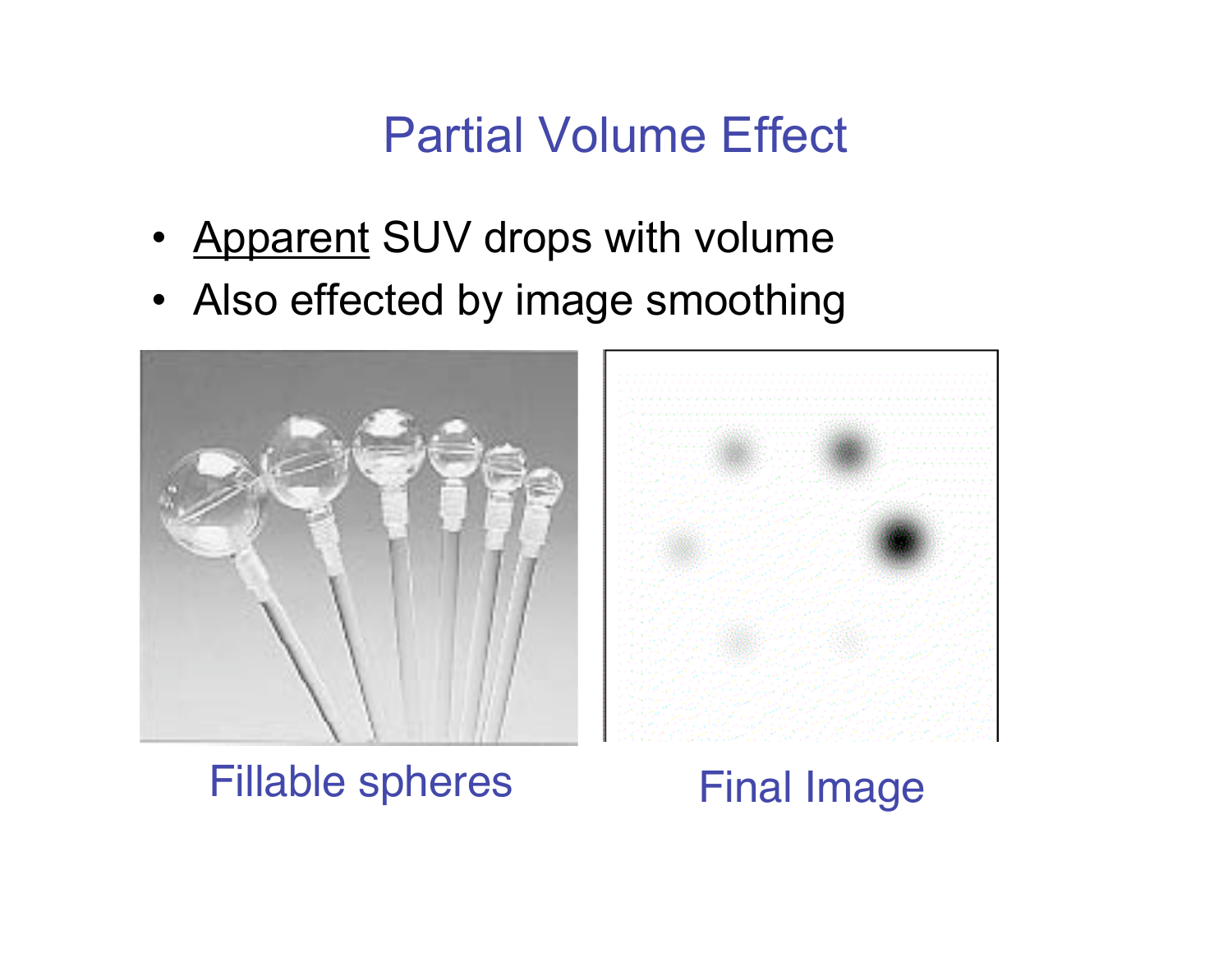# Partial Volume Effect

- <u>Apparent</u> SUV drops with volume
- Also effected by image smoothing

Fillable spheres

Final Image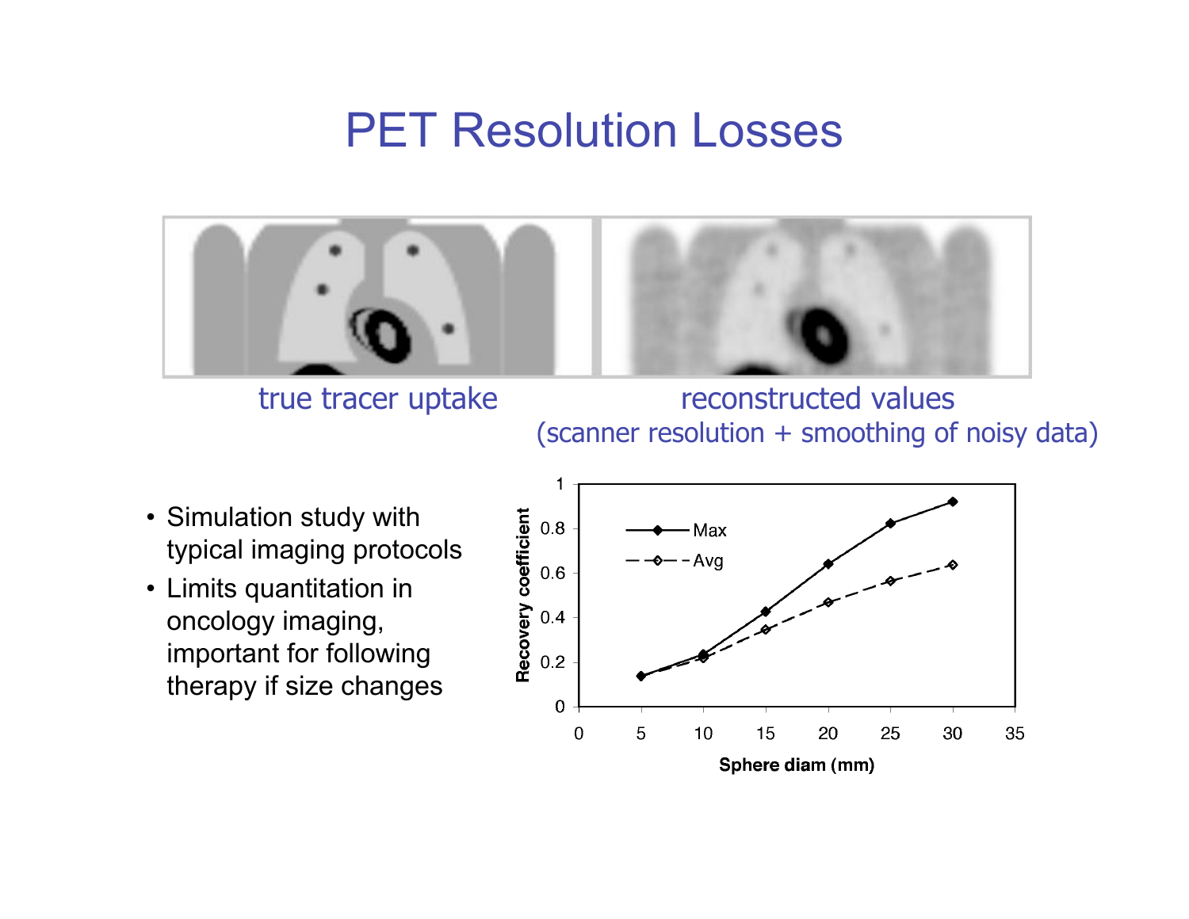# PET Resolution Losses

true tracer uptake

reconstructed values
(scanner resolution + smoothing of noisy data)

- Simulation study with typical imaging protocols
- Limits quantitation in oncology imaging, important for following therapy if size changes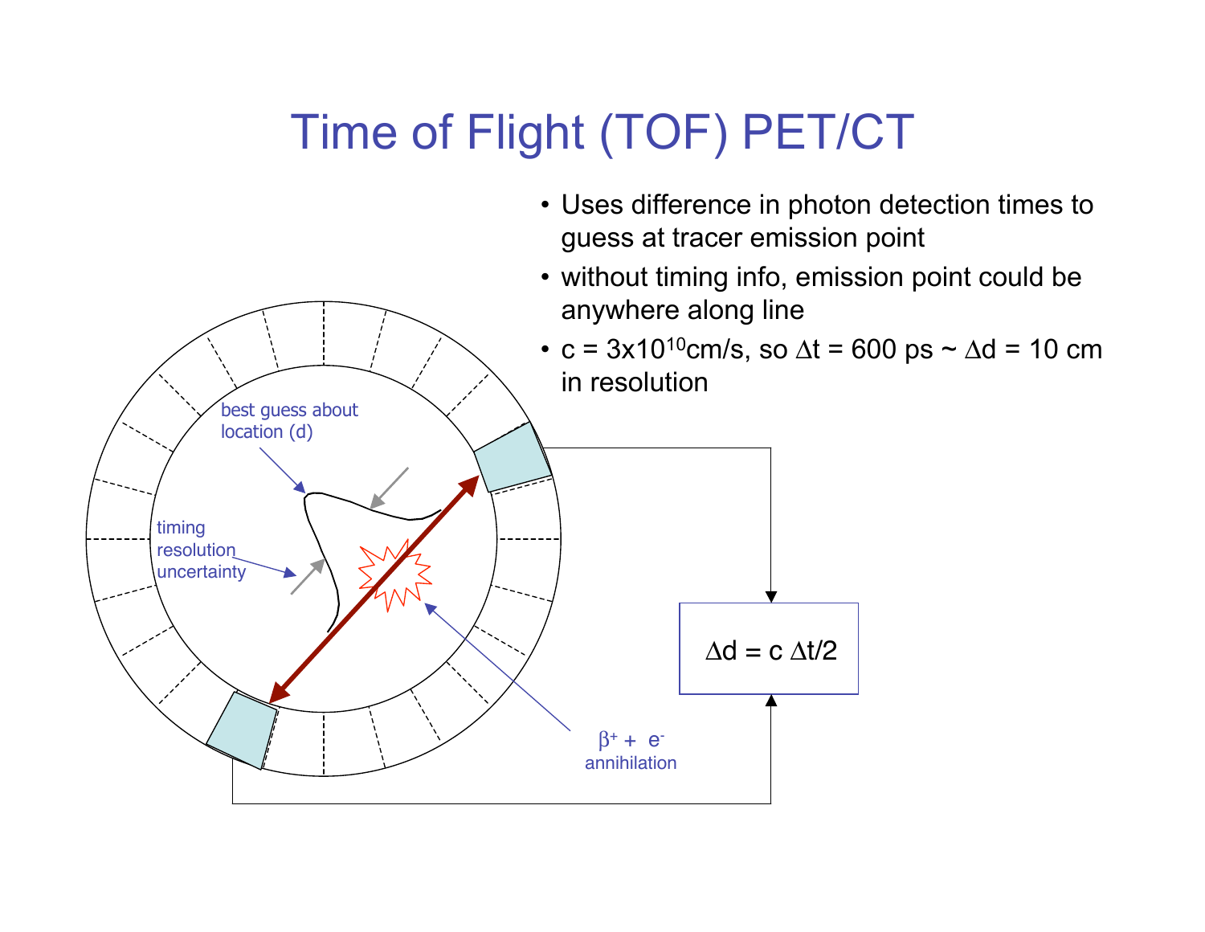# Time of Flight (TOF) PET/CT

- Uses difference in photon detection times to guess at tracer emission point
- without timing info, emission point could be anywhere along line
- $c = 3 \times 10^{10}$ cm/s, so $\Delta t = 600$ ps ~ $\Delta d = 10$ cm in resolution

best guess about location (d)

timing resolution uncertainty

$\beta^+ + e^-$ annihilation

$$\Delta d = c\, \Delta t/2$$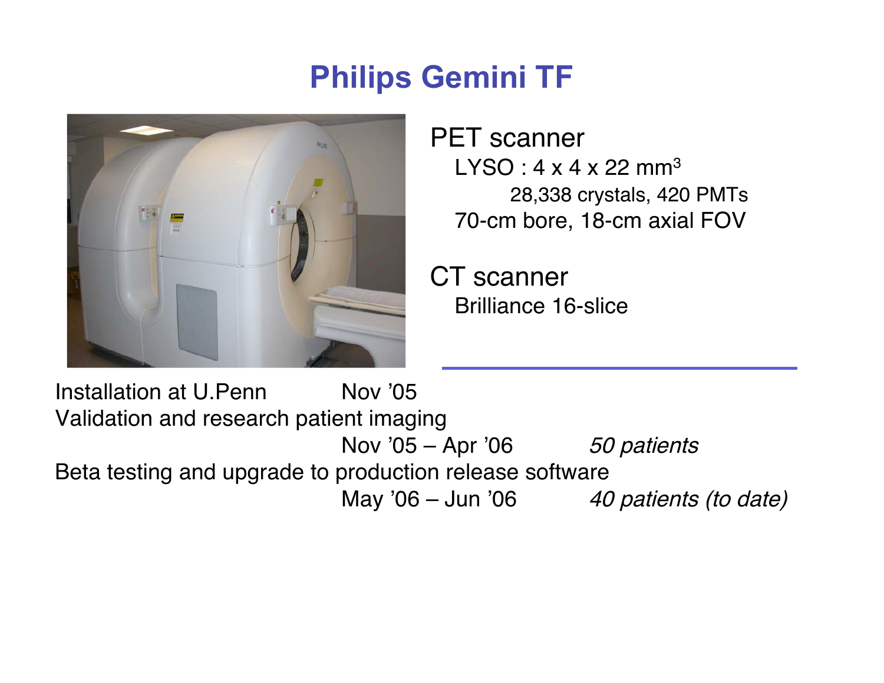# Philips Gemini TF

PET scanner

- LYSO : 4 x 4 x 22 $mm^3$
  - 28,338 crystals, 420 PMTs
- 70-cm bore, 18-cm axial FOV

CT scanner

- Brilliance 16-slice

Installation at U.Penn — Nov ’05

Validation and research patient imaging

Nov ’05 – Apr ’06 — *50 patients*

Beta testing and upgrade to production release software

May ’06 – Jun ’06 — *40 patients (to date)*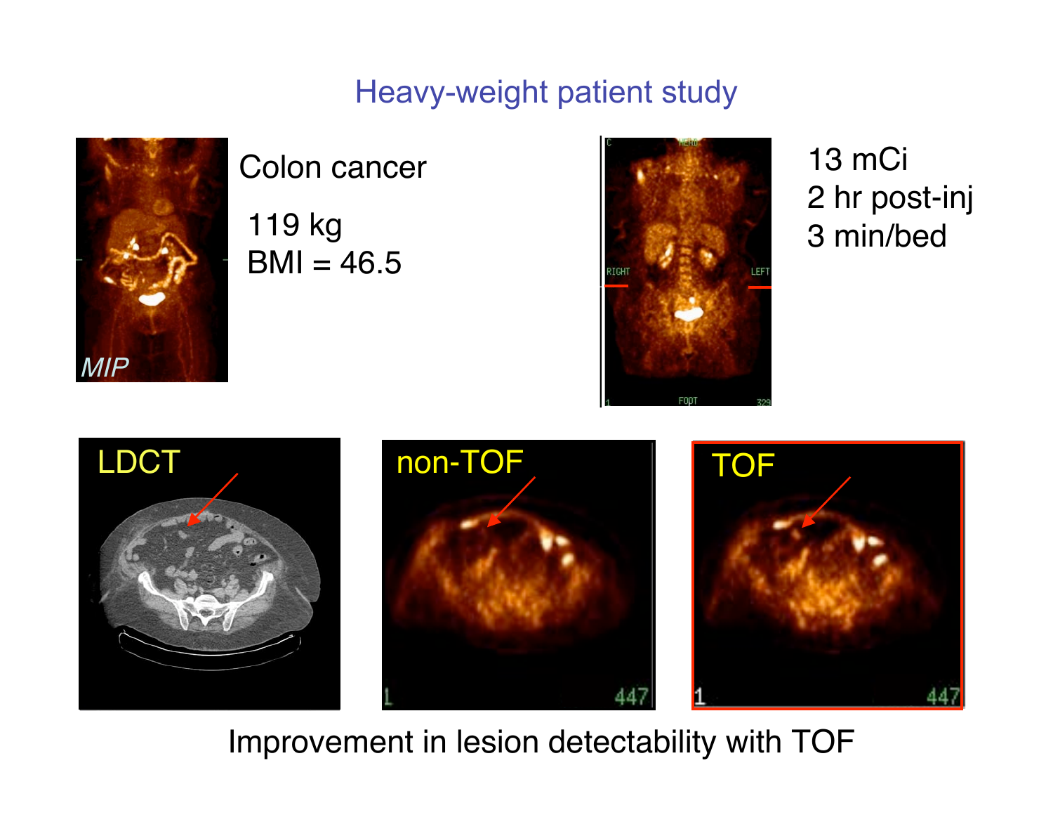# Heavy-weight patient study

Colon cancer

119 kg

BMI = 46.5

13 mCi

2 hr post-inj

3 min/bed

MIP

LDCT

non-TOF

TOF

Improvement in lesion detectability with TOF